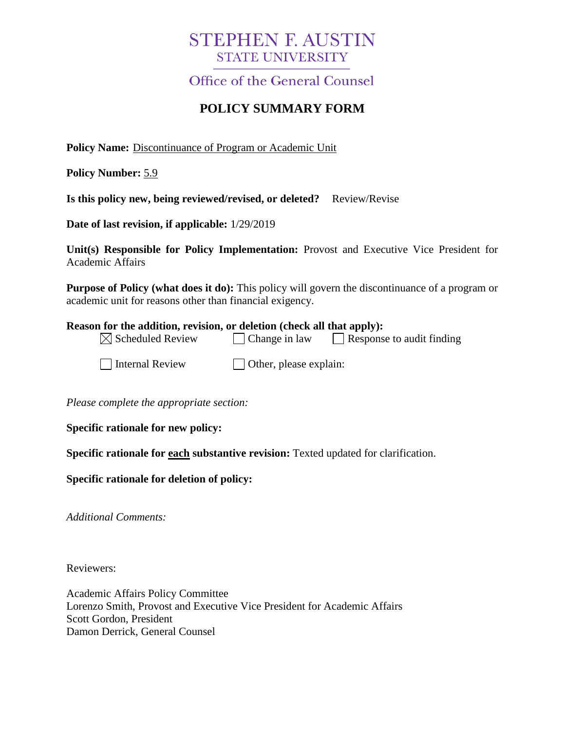# STEPHEN F. AUSTIN
## STATE UNIVERSITY

### Office of the General Counsel

## POLICY SUMMARY FORM

**Policy Name:** Discontinuance of Program or Academic Unit

**Policy Number:** 5.9

**Is this policy new, being reviewed/revised, or deleted?** Review/Revise

**Date of last revision, if applicable:** 1/29/2019

**Unit(s) Responsible for Policy Implementation:** Provost and Executive Vice President for Academic Affairs

**Purpose of Policy (what does it do):** This policy will govern the discontinuance of a program or academic unit for reasons other than financial exigency.

**Reason for the addition, revision, or deletion (check all that apply):**

☒ Scheduled Review ☐ Change in law ☐ Response to audit finding

☐ Internal Review ☐ Other, please explain:

*Please complete the appropriate section:*

**Specific rationale for new policy:**

**Specific rationale for each substantive revision:** Texted updated for clarification.

**Specific rationale for deletion of policy:**

*Additional Comments:*

Reviewers:

Academic Affairs Policy Committee
Lorenzo Smith, Provost and Executive Vice President for Academic Affairs
Scott Gordon, President
Damon Derrick, General Counsel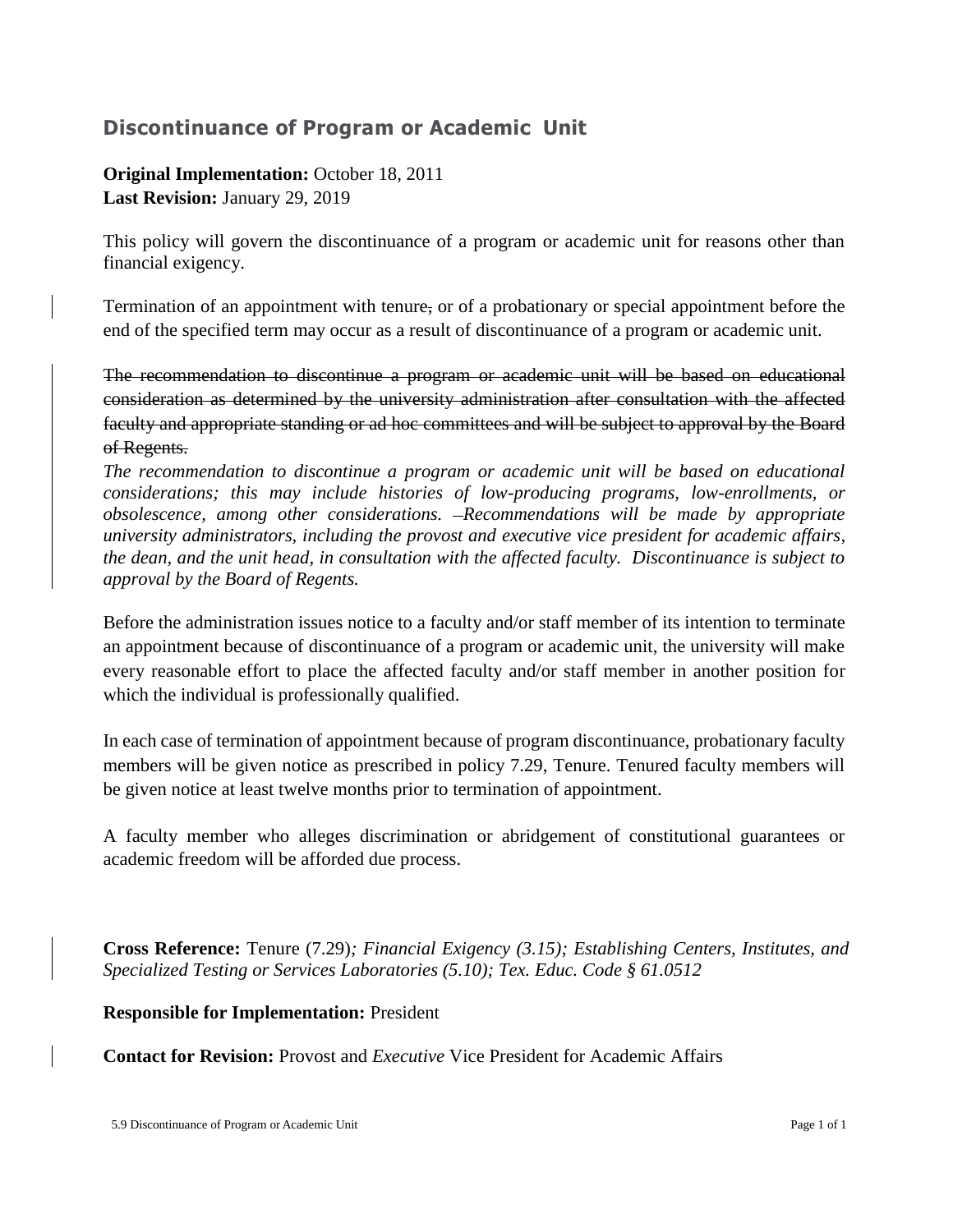## Discontinuance of Program or Academic Unit

**Original Implementation:** October 18, 2011
**Last Revision:** January 29, 2019

This policy will govern the discontinuance of a program or academic unit for reasons other than financial exigency.

Termination of an appointment with tenure~~,~~ or of a probationary or special appointment before the end of the specified term may occur as a result of discontinuance of a program or academic unit.

~~The recommendation to discontinue a program or academic unit will be based on educational consideration as determined by the university administration after consultation with the affected faculty and appropriate standing or ad hoc committees and will be subject to approval by the Board of Regents.~~

*The recommendation to discontinue a program or academic unit will be based on educational considerations; this may include histories of low-producing programs, low-enrollments, or obsolescence, among other considerations. Recommendations will be made by appropriate university administrators, including the provost and executive vice president for academic affairs, the dean, and the unit head, in consultation with the affected faculty. Discontinuance is subject to approval by the Board of Regents.*

Before the administration issues notice to a faculty and/or staff member of its intention to terminate an appointment because of discontinuance of a program or academic unit, the university will make every reasonable effort to place the affected faculty and/or staff member in another position for which the individual is professionally qualified.

In each case of termination of appointment because of program discontinuance, probationary faculty members will be given notice as prescribed in policy 7.29, Tenure. Tenured faculty members will be given notice at least twelve months prior to termination of appointment.

A faculty member who alleges discrimination or abridgement of constitutional guarantees or academic freedom will be afforded due process.

**Cross Reference:** Tenure (7.29)*; Financial Exigency (3.15); Establishing Centers, Institutes, and Specialized Testing or Services Laboratories (5.10); Tex. Educ. Code § 61.0512*

**Responsible for Implementation:** President

**Contact for Revision:** Provost and *Executive* Vice President for Academic Affairs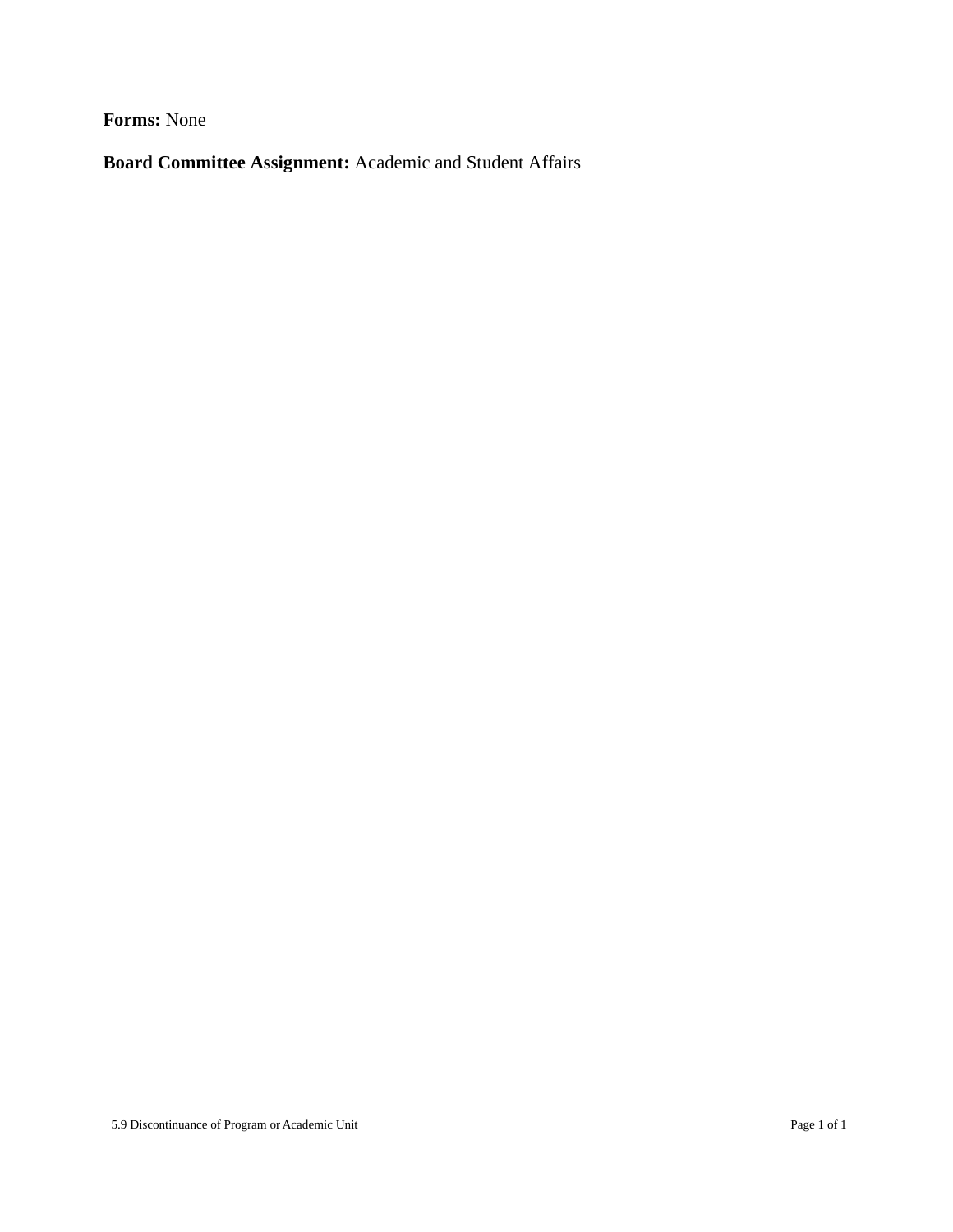**Forms:** None

**Board Committee Assignment:** Academic and Student Affairs